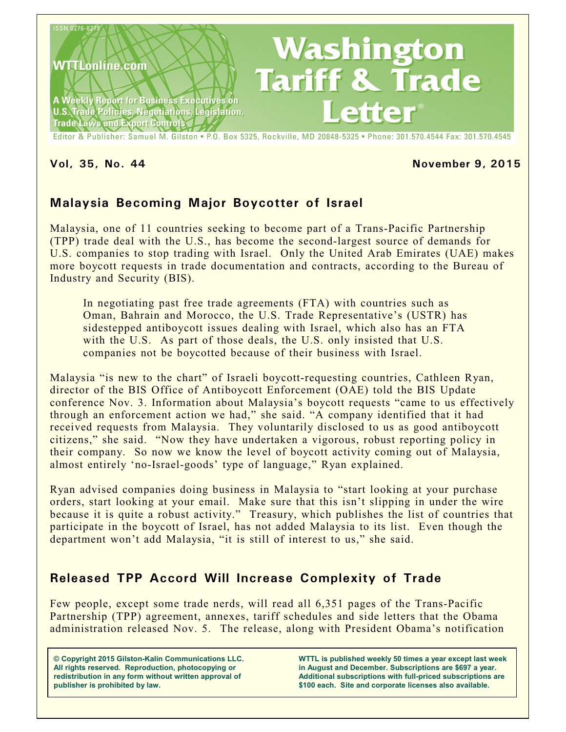ISSN 0276-8275

WTTLonline.com

A Weekly Report for Business Executives on U.S. Trade Policies, Negotiations, Legislation, Trade Laws and Export Controls

# Washington Tariff & Trade Letter®

Editor & Publisher: Samuel M. Gilston • P.O. Box 5325, Rockville, MD 20848-5325 • Phone: 301.570.4544 Fax: 301.570.4545

**Vol, 35, No. 44** **November 9, 2015**

## Malaysia Becoming Major Boycotter of Israel

Malaysia, one of 11 countries seeking to become part of a Trans-Pacific Partnership (TPP) trade deal with the U.S., has become the second-largest source of demands for U.S. companies to stop trading with Israel. Only the United Arab Emirates (UAE) makes more boycott requests in trade documentation and contracts, according to the Bureau of Industry and Security (BIS).

> In negotiating past free trade agreements (FTA) with countries such as Oman, Bahrain and Morocco, the U.S. Trade Representative's (USTR) has sidestepped antiboycott issues dealing with Israel, which also has an FTA with the U.S. As part of those deals, the U.S. only insisted that U.S. companies not be boycotted because of their business with Israel.

Malaysia "is new to the chart" of Israeli boycott-requesting countries, Cathleen Ryan, director of the BIS Office of Antiboycott Enforcement (OAE) told the BIS Update conference Nov. 3. Information about Malaysia's boycott requests "came to us effectively through an enforcement action we had," she said. "A company identified that it had received requests from Malaysia. They voluntarily disclosed to us as good antiboycott citizens," she said. "Now they have undertaken a vigorous, robust reporting policy in their company. So now we know the level of boycott activity coming out of Malaysia, almost entirely 'no-Israel-goods' type of language," Ryan explained.

Ryan advised companies doing business in Malaysia to "start looking at your purchase orders, start looking at your email. Make sure that this isn't slipping in under the wire because it is quite a robust activity." Treasury, which publishes the list of countries that participate in the boycott of Israel, has not added Malaysia to its list. Even though the department won't add Malaysia, "it is still of interest to us," she said.

## Released TPP Accord Will Increase Complexity of Trade

Few people, except some trade nerds, will read all 6,351 pages of the Trans-Pacific Partnership (TPP) agreement, annexes, tariff schedules and side letters that the Obama administration released Nov. 5. The release, along with President Obama's notification

**© Copyright 2015 Gilston-Kalin Communications LLC. All rights reserved. Reproduction, photocopying or redistribution in any form without written approval of publisher is prohibited by law.**

**WTTL is published weekly 50 times a year except last week in August and December. Subscriptions are $697 a year. Additional subscriptions with full-priced subscriptions are $100 each. Site and corporate licenses also available.**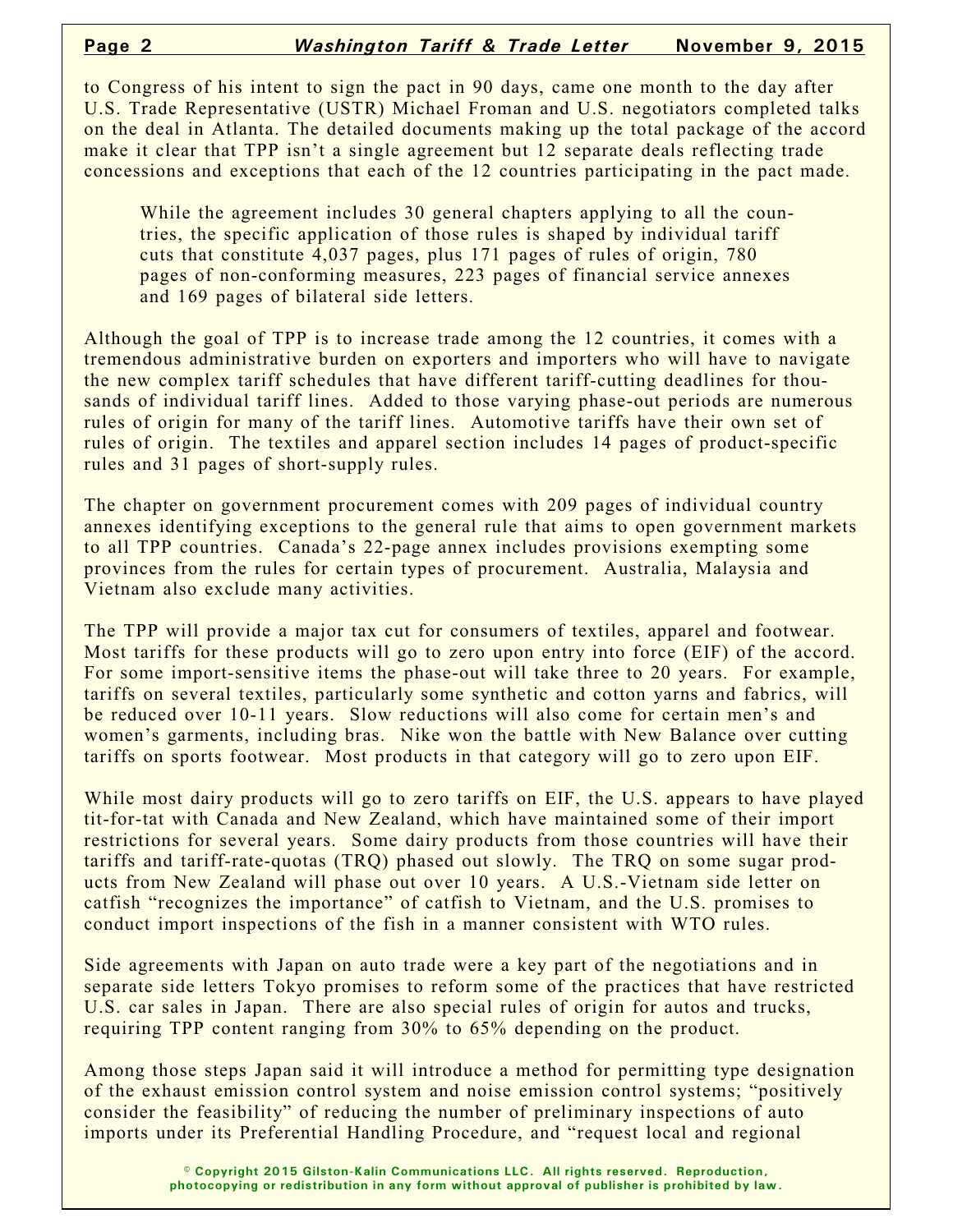to Congress of his intent to sign the pact in 90 days, came one month to the day after U.S. Trade Representative (USTR) Michael Froman and U.S. negotiators completed talks on the deal in Atlanta. The detailed documents making up the total package of the accord make it clear that TPP isn't a single agreement but 12 separate deals reflecting trade concessions and exceptions that each of the 12 countries participating in the pact made.

> While the agreement includes 30 general chapters applying to all the countries, the specific application of those rules is shaped by individual tariff cuts that constitute 4,037 pages, plus 171 pages of rules of origin, 780 pages of non-conforming measures, 223 pages of financial service annexes and 169 pages of bilateral side letters.

Although the goal of TPP is to increase trade among the 12 countries, it comes with a tremendous administrative burden on exporters and importers who will have to navigate the new complex tariff schedules that have different tariff-cutting deadlines for thousands of individual tariff lines. Added to those varying phase-out periods are numerous rules of origin for many of the tariff lines. Automotive tariffs have their own set of rules of origin. The textiles and apparel section includes 14 pages of product-specific rules and 31 pages of short-supply rules.

The chapter on government procurement comes with 209 pages of individual country annexes identifying exceptions to the general rule that aims to open government markets to all TPP countries. Canada's 22-page annex includes provisions exempting some provinces from the rules for certain types of procurement. Australia, Malaysia and Vietnam also exclude many activities.

The TPP will provide a major tax cut for consumers of textiles, apparel and footwear. Most tariffs for these products will go to zero upon entry into force (EIF) of the accord. For some import-sensitive items the phase-out will take three to 20 years. For example, tariffs on several textiles, particularly some synthetic and cotton yarns and fabrics, will be reduced over 10-11 years. Slow reductions will also come for certain men's and women's garments, including bras. Nike won the battle with New Balance over cutting tariffs on sports footwear. Most products in that category will go to zero upon EIF.

While most dairy products will go to zero tariffs on EIF, the U.S. appears to have played tit-for-tat with Canada and New Zealand, which have maintained some of their import restrictions for several years. Some dairy products from those countries will have their tariffs and tariff-rate-quotas (TRQ) phased out slowly. The TRQ on some sugar products from New Zealand will phase out over 10 years. A U.S.-Vietnam side letter on catfish "recognizes the importance" of catfish to Vietnam, and the U.S. promises to conduct import inspections of the fish in a manner consistent with WTO rules.

Side agreements with Japan on auto trade were a key part of the negotiations and in separate side letters Tokyo promises to reform some of the practices that have restricted U.S. car sales in Japan. There are also special rules of origin for autos and trucks, requiring TPP content ranging from 30% to 65% depending on the product.

Among those steps Japan said it will introduce a method for permitting type designation of the exhaust emission control system and noise emission control systems; "positively consider the feasibility" of reducing the number of preliminary inspections of auto imports under its Preferential Handling Procedure, and "request local and regional

© Copyright 2015 Gilston-Kalin Communications LLC. All rights reserved. Reproduction, photocopying or redistribution in any form without approval of publisher is prohibited by law.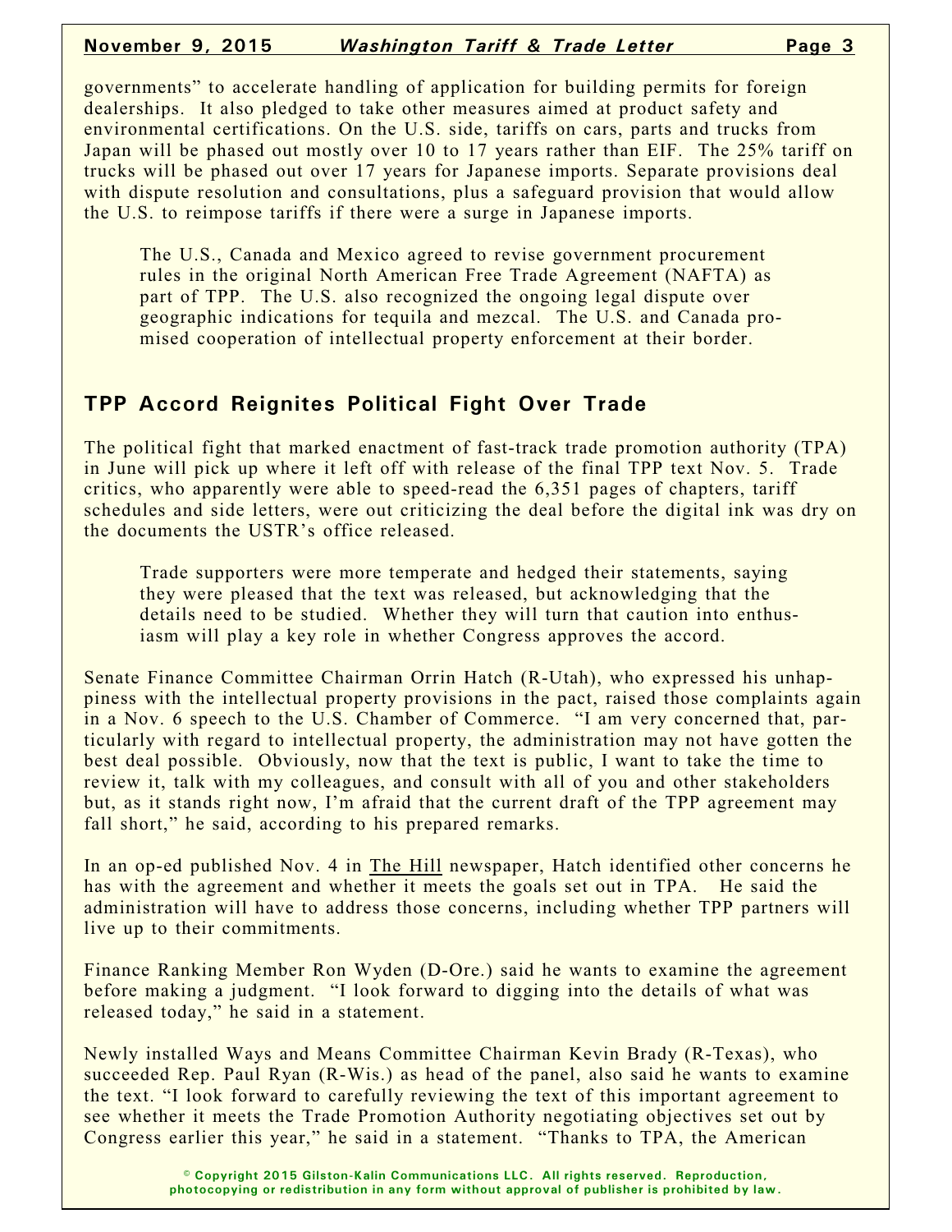governments" to accelerate handling of application for building permits for foreign dealerships. It also pledged to take other measures aimed at product safety and environmental certifications. On the U.S. side, tariffs on cars, parts and trucks from Japan will be phased out mostly over 10 to 17 years rather than EIF. The 25% tariff on trucks will be phased out over 17 years for Japanese imports. Separate provisions deal with dispute resolution and consultations, plus a safeguard provision that would allow the U.S. to reimpose tariffs if there were a surge in Japanese imports.

The U.S., Canada and Mexico agreed to revise government procurement rules in the original North American Free Trade Agreement (NAFTA) as part of TPP. The U.S. also recognized the ongoing legal dispute over geographic indications for tequila and mezcal. The U.S. and Canada promised cooperation of intellectual property enforcement at their border.

## TPP Accord Reignites Political Fight Over Trade

The political fight that marked enactment of fast-track trade promotion authority (TPA) in June will pick up where it left off with release of the final TPP text Nov. 5. Trade critics, who apparently were able to speed-read the 6,351 pages of chapters, tariff schedules and side letters, were out criticizing the deal before the digital ink was dry on the documents the USTR's office released.

Trade supporters were more temperate and hedged their statements, saying they were pleased that the text was released, but acknowledging that the details need to be studied. Whether they will turn that caution into enthusiasm will play a key role in whether Congress approves the accord.

Senate Finance Committee Chairman Orrin Hatch (R-Utah), who expressed his unhappiness with the intellectual property provisions in the pact, raised those complaints again in a Nov. 6 speech to the U.S. Chamber of Commerce. "I am very concerned that, particularly with regard to intellectual property, the administration may not have gotten the best deal possible. Obviously, now that the text is public, I want to take the time to review it, talk with my colleagues, and consult with all of you and other stakeholders but, as it stands right now, I'm afraid that the current draft of the TPP agreement may fall short," he said, according to his prepared remarks.

In an op-ed published Nov. 4 in The Hill newspaper, Hatch identified other concerns he has with the agreement and whether it meets the goals set out in TPA. He said the administration will have to address those concerns, including whether TPP partners will live up to their commitments.

Finance Ranking Member Ron Wyden (D-Ore.) said he wants to examine the agreement before making a judgment. "I look forward to digging into the details of what was released today," he said in a statement.

Newly installed Ways and Means Committee Chairman Kevin Brady (R-Texas), who succeeded Rep. Paul Ryan (R-Wis.) as head of the panel, also said he wants to examine the text. "I look forward to carefully reviewing the text of this important agreement to see whether it meets the Trade Promotion Authority negotiating objectives set out by Congress earlier this year," he said in a statement. "Thanks to TPA, the American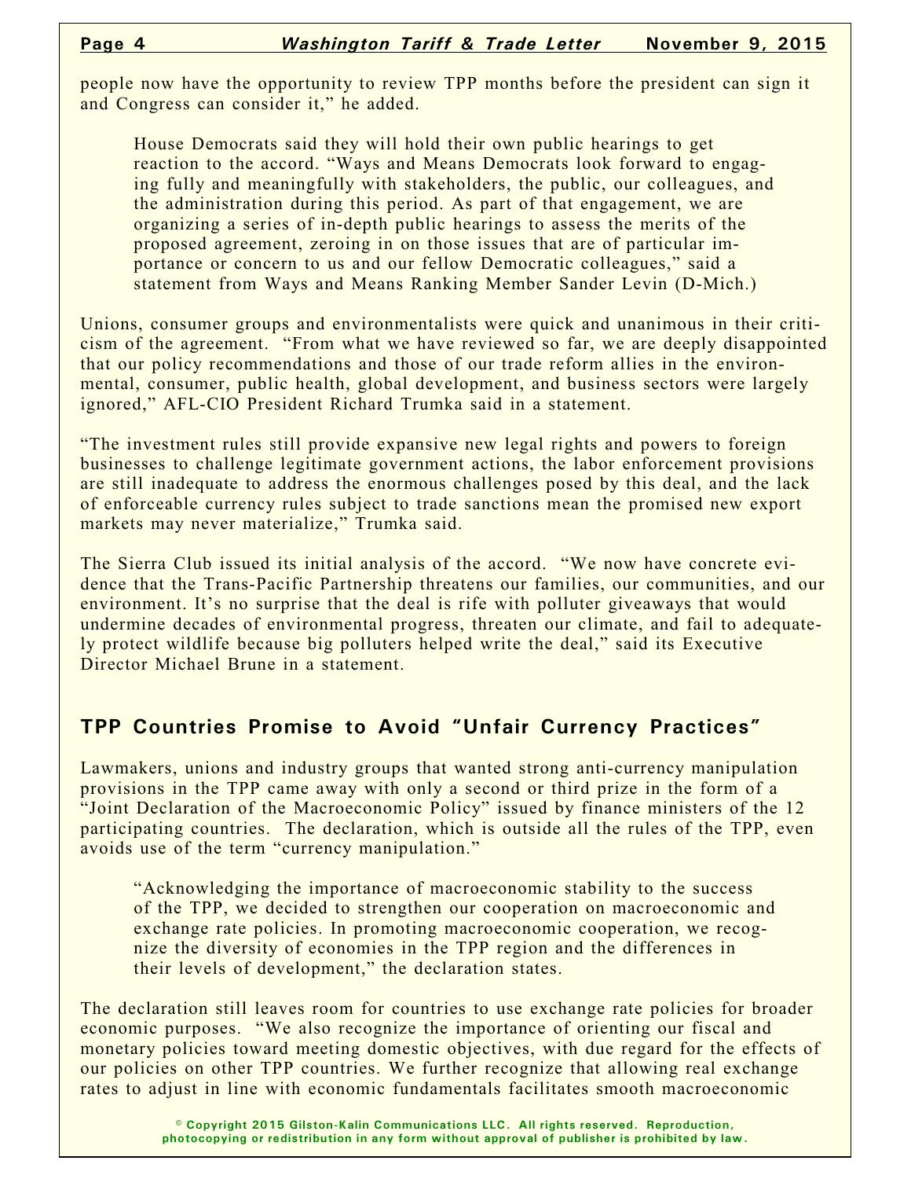people now have the opportunity to review TPP months before the president can sign it and Congress can consider it," he added.

> House Democrats said they will hold their own public hearings to get reaction to the accord. "Ways and Means Democrats look forward to engaging fully and meaningfully with stakeholders, the public, our colleagues, and the administration during this period. As part of that engagement, we are organizing a series of in-depth public hearings to assess the merits of the proposed agreement, zeroing in on those issues that are of particular importance or concern to us and our fellow Democratic colleagues," said a statement from Ways and Means Ranking Member Sander Levin (D-Mich.)

Unions, consumer groups and environmentalists were quick and unanimous in their criticism of the agreement. "From what we have reviewed so far, we are deeply disappointed that our policy recommendations and those of our trade reform allies in the environmental, consumer, public health, global development, and business sectors were largely ignored," AFL-CIO President Richard Trumka said in a statement.

"The investment rules still provide expansive new legal rights and powers to foreign businesses to challenge legitimate government actions, the labor enforcement provisions are still inadequate to address the enormous challenges posed by this deal, and the lack of enforceable currency rules subject to trade sanctions mean the promised new export markets may never materialize," Trumka said.

The Sierra Club issued its initial analysis of the accord. "We now have concrete evidence that the Trans-Pacific Partnership threatens our families, our communities, and our environment. It's no surprise that the deal is rife with polluter giveaways that would undermine decades of environmental progress, threaten our climate, and fail to adequately protect wildlife because big polluters helped write the deal," said its Executive Director Michael Brune in a statement.

## TPP Countries Promise to Avoid "Unfair Currency Practices"

Lawmakers, unions and industry groups that wanted strong anti-currency manipulation provisions in the TPP came away with only a second or third prize in the form of a "Joint Declaration of the Macroeconomic Policy" issued by finance ministers of the 12 participating countries. The declaration, which is outside all the rules of the TPP, even avoids use of the term "currency manipulation."

> "Acknowledging the importance of macroeconomic stability to the success of the TPP, we decided to strengthen our cooperation on macroeconomic and exchange rate policies. In promoting macroeconomic cooperation, we recognize the diversity of economies in the TPP region and the differences in their levels of development," the declaration states.

The declaration still leaves room for countries to use exchange rate policies for broader economic purposes. "We also recognize the importance of orienting our fiscal and monetary policies toward meeting domestic objectives, with due regard for the effects of our policies on other TPP countries. We further recognize that allowing real exchange rates to adjust in line with economic fundamentals facilitates smooth macroeconomic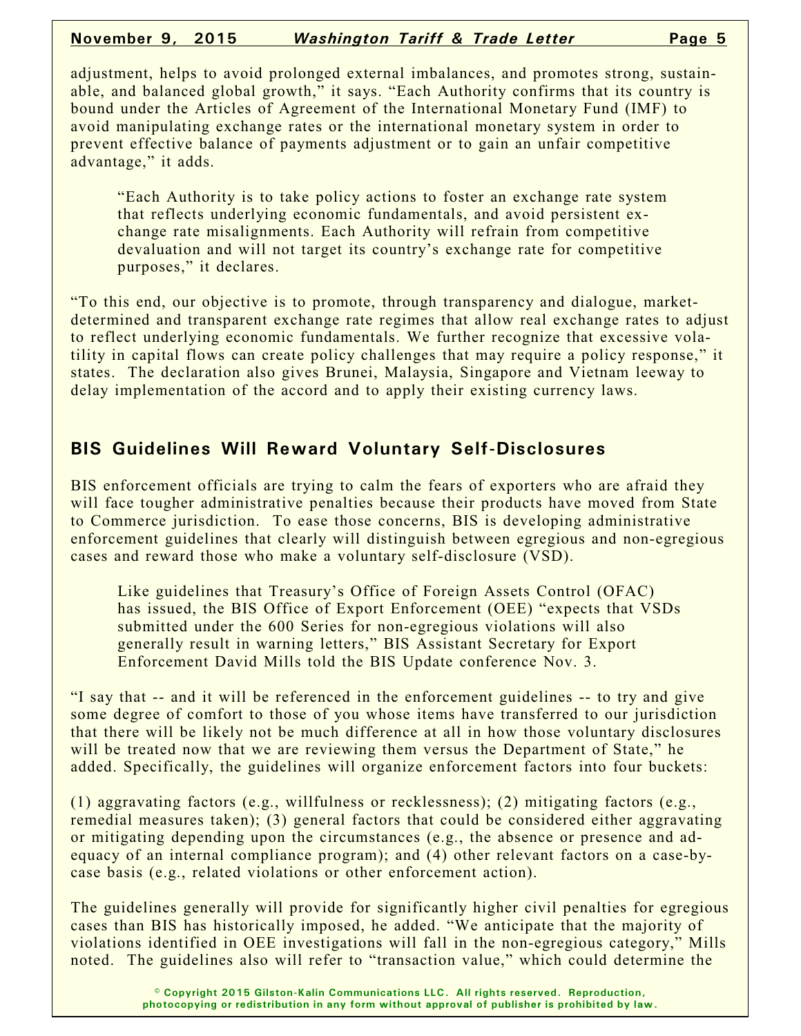adjustment, helps to avoid prolonged external imbalances, and promotes strong, sustainable, and balanced global growth," it says. "Each Authority confirms that its country is bound under the Articles of Agreement of the International Monetary Fund (IMF) to avoid manipulating exchange rates or the international monetary system in order to prevent effective balance of payments adjustment or to gain an unfair competitive advantage," it adds.

> "Each Authority is to take policy actions to foster an exchange rate system that reflects underlying economic fundamentals, and avoid persistent exchange rate misalignments. Each Authority will refrain from competitive devaluation and will not target its country's exchange rate for competitive purposes," it declares.

"To this end, our objective is to promote, through transparency and dialogue, market-determined and transparent exchange rate regimes that allow real exchange rates to adjust to reflect underlying economic fundamentals. We further recognize that excessive volatility in capital flows can create policy challenges that may require a policy response," it states. The declaration also gives Brunei, Malaysia, Singapore and Vietnam leeway to delay implementation of the accord and to apply their existing currency laws.

## BIS Guidelines Will Reward Voluntary Self-Disclosures

BIS enforcement officials are trying to calm the fears of exporters who are afraid they will face tougher administrative penalties because their products have moved from State to Commerce jurisdiction. To ease those concerns, BIS is developing administrative enforcement guidelines that clearly will distinguish between egregious and non-egregious cases and reward those who make a voluntary self-disclosure (VSD).

> Like guidelines that Treasury's Office of Foreign Assets Control (OFAC) has issued, the BIS Office of Export Enforcement (OEE) "expects that VSDs submitted under the 600 Series for non-egregious violations will also generally result in warning letters," BIS Assistant Secretary for Export Enforcement David Mills told the BIS Update conference Nov. 3.

"I say that -- and it will be referenced in the enforcement guidelines -- to try and give some degree of comfort to those of you whose items have transferred to our jurisdiction that there will be likely not be much difference at all in how those voluntary disclosures will be treated now that we are reviewing them versus the Department of State," he added. Specifically, the guidelines will organize enforcement factors into four buckets:

(1) aggravating factors (e.g., willfulness or recklessness); (2) mitigating factors (e.g., remedial measures taken); (3) general factors that could be considered either aggravating or mitigating depending upon the circumstances (e.g., the absence or presence and adequacy of an internal compliance program); and (4) other relevant factors on a case-by-case basis (e.g., related violations or other enforcement action).

The guidelines generally will provide for significantly higher civil penalties for egregious cases than BIS has historically imposed, he added. "We anticipate that the majority of violations identified in OEE investigations will fall in the non-egregious category," Mills noted. The guidelines also will refer to "transaction value," which could determine the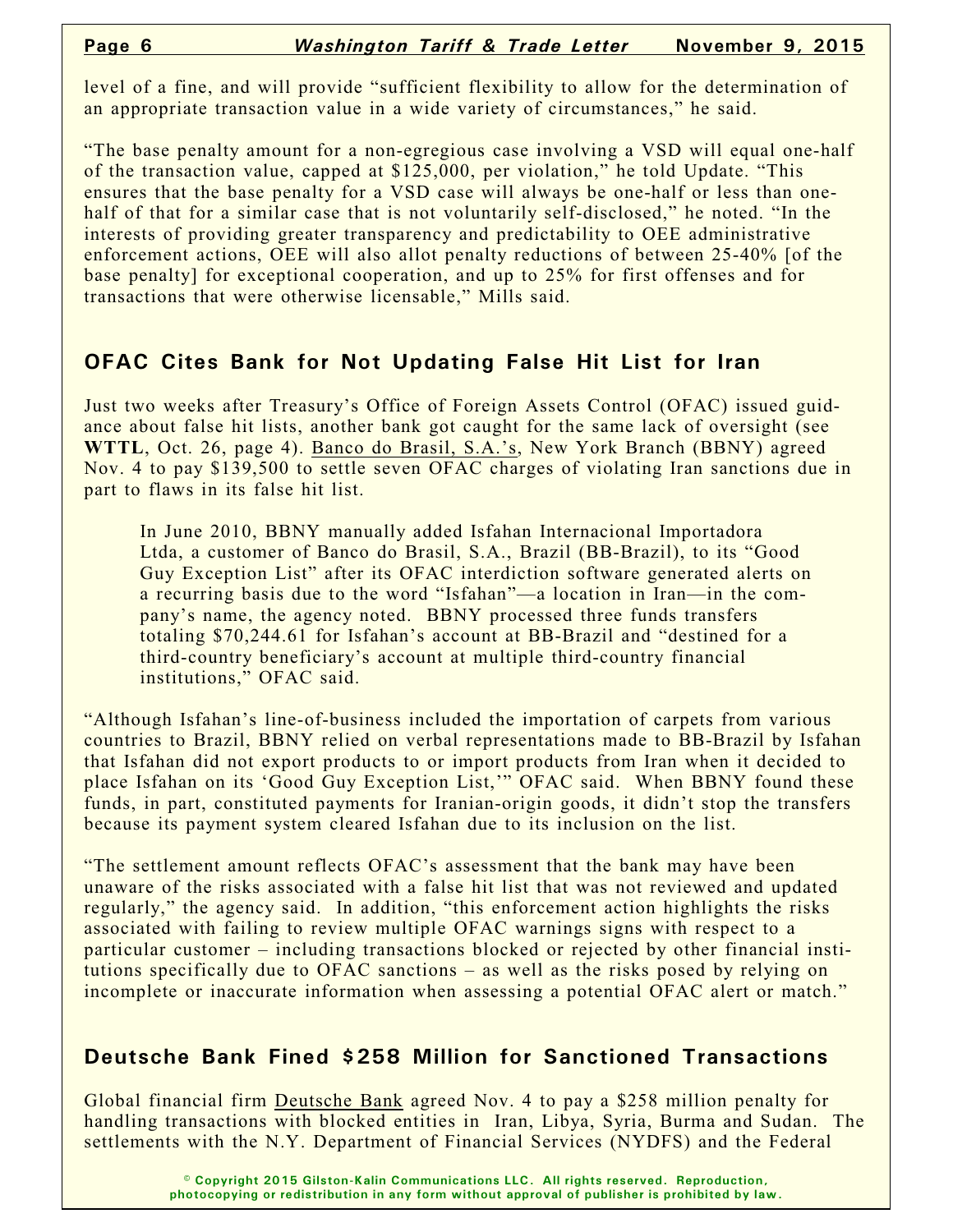level of a fine, and will provide "sufficient flexibility to allow for the determination of an appropriate transaction value in a wide variety of circumstances," he said.

"The base penalty amount for a non-egregious case involving a VSD will equal one-half of the transaction value, capped at $125,000, per violation," he told Update. "This ensures that the base penalty for a VSD case will always be one-half or less than one-half of that for a similar case that is not voluntarily self-disclosed," he noted. "In the interests of providing greater transparency and predictability to OEE administrative enforcement actions, OEE will also allot penalty reductions of between 25-40% [of the base penalty] for exceptional cooperation, and up to 25% for first offenses and for transactions that were otherwise licensable," Mills said.

## OFAC Cites Bank for Not Updating False Hit List for Iran

Just two weeks after Treasury's Office of Foreign Assets Control (OFAC) issued guidance about false hit lists, another bank got caught for the same lack of oversight (see **WTTL**, Oct. 26, page 4). Banco do Brasil, S.A.'s, New York Branch (BBNY) agreed Nov. 4 to pay $139,500 to settle seven OFAC charges of violating Iran sanctions due in part to flaws in its false hit list.

> In June 2010, BBNY manually added Isfahan Internacional Importadora Ltda, a customer of Banco do Brasil, S.A., Brazil (BB-Brazil), to its "Good Guy Exception List" after its OFAC interdiction software generated alerts on a recurring basis due to the word "Isfahan"—a location in Iran—in the company's name, the agency noted. BBNY processed three funds transfers totaling $70,244.61 for Isfahan's account at BB-Brazil and "destined for a third-country beneficiary's account at multiple third-country financial institutions," OFAC said.

"Although Isfahan's line-of-business included the importation of carpets from various countries to Brazil, BBNY relied on verbal representations made to BB-Brazil by Isfahan that Isfahan did not export products to or import products from Iran when it decided to place Isfahan on its 'Good Guy Exception List,'" OFAC said. When BBNY found these funds, in part, constituted payments for Iranian-origin goods, it didn't stop the transfers because its payment system cleared Isfahan due to its inclusion on the list.

"The settlement amount reflects OFAC's assessment that the bank may have been unaware of the risks associated with a false hit list that was not reviewed and updated regularly," the agency said. In addition, "this enforcement action highlights the risks associated with failing to review multiple OFAC warnings signs with respect to a particular customer – including transactions blocked or rejected by other financial institutions specifically due to OFAC sanctions – as well as the risks posed by relying on incomplete or inaccurate information when assessing a potential OFAC alert or match."

## Deutsche Bank Fined $258 Million for Sanctioned Transactions

Global financial firm Deutsche Bank agreed Nov. 4 to pay a $258 million penalty for handling transactions with blocked entities in Iran, Libya, Syria, Burma and Sudan. The settlements with the N.Y. Department of Financial Services (NYDFS) and the Federal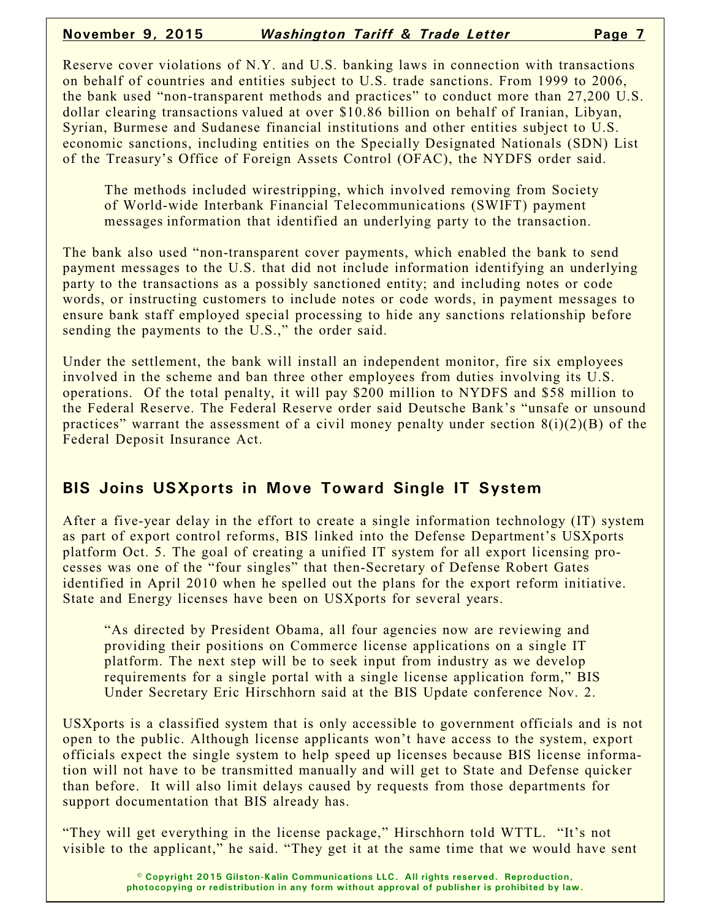Reserve cover violations of N.Y. and U.S. banking laws in connection with transactions on behalf of countries and entities subject to U.S. trade sanctions. From 1999 to 2006, the bank used "non-transparent methods and practices" to conduct more than 27,200 U.S. dollar clearing transactions valued at over $10.86 billion on behalf of Iranian, Libyan, Syrian, Burmese and Sudanese financial institutions and other entities subject to U.S. economic sanctions, including entities on the Specially Designated Nationals (SDN) List of the Treasury's Office of Foreign Assets Control (OFAC), the NYDFS order said.

> The methods included wirestripping, which involved removing from Society of World-wide Interbank Financial Telecommunications (SWIFT) payment messages information that identified an underlying party to the transaction.

The bank also used "non-transparent cover payments, which enabled the bank to send payment messages to the U.S. that did not include information identifying an underlying party to the transactions as a possibly sanctioned entity; and including notes or code words, or instructing customers to include notes or code words, in payment messages to ensure bank staff employed special processing to hide any sanctions relationship before sending the payments to the U.S.," the order said.

Under the settlement, the bank will install an independent monitor, fire six employees involved in the scheme and ban three other employees from duties involving its U.S. operations. Of the total penalty, it will pay $200 million to NYDFS and $58 million to the Federal Reserve. The Federal Reserve order said Deutsche Bank's "unsafe or unsound practices" warrant the assessment of a civil money penalty under section 8(i)(2)(B) of the Federal Deposit Insurance Act.

## BIS Joins USXports in Move Toward Single IT System

After a five-year delay in the effort to create a single information technology (IT) system as part of export control reforms, BIS linked into the Defense Department's USXports platform Oct. 5. The goal of creating a unified IT system for all export licensing processes was one of the "four singles" that then-Secretary of Defense Robert Gates identified in April 2010 when he spelled out the plans for the export reform initiative. State and Energy licenses have been on USXports for several years.

> "As directed by President Obama, all four agencies now are reviewing and providing their positions on Commerce license applications on a single IT platform. The next step will be to seek input from industry as we develop requirements for a single portal with a single license application form," BIS Under Secretary Eric Hirschhorn said at the BIS Update conference Nov. 2.

USXports is a classified system that is only accessible to government officials and is not open to the public. Although license applicants won't have access to the system, export officials expect the single system to help speed up licenses because BIS license information will not have to be transmitted manually and will get to State and Defense quicker than before. It will also limit delays caused by requests from those departments for support documentation that BIS already has.

"They will get everything in the license package," Hirschhorn told WTTL. "It's not visible to the applicant," he said. "They get it at the same time that we would have sent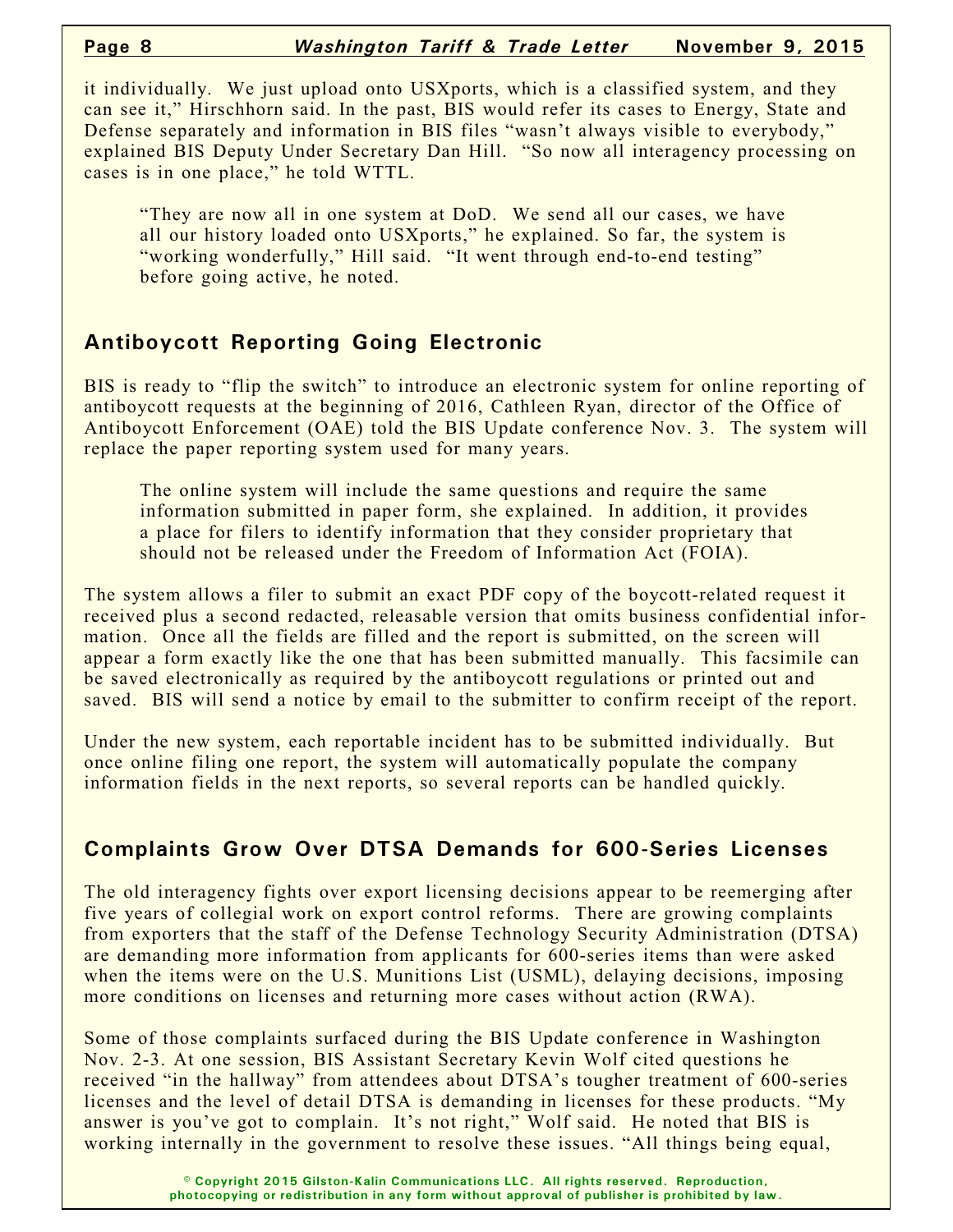it individually. We just upload onto USXports, which is a classified system, and they can see it," Hirschhorn said. In the past, BIS would refer its cases to Energy, State and Defense separately and information in BIS files "wasn't always visible to everybody," explained BIS Deputy Under Secretary Dan Hill. "So now all interagency processing on cases is in one place," he told WTTL.

> "They are now all in one system at DoD. We send all our cases, we have all our history loaded onto USXports," he explained. So far, the system is "working wonderfully," Hill said. "It went through end-to-end testing" before going active, he noted.

## Antiboycott Reporting Going Electronic

BIS is ready to "flip the switch" to introduce an electronic system for online reporting of antiboycott requests at the beginning of 2016, Cathleen Ryan, director of the Office of Antiboycott Enforcement (OAE) told the BIS Update conference Nov. 3. The system will replace the paper reporting system used for many years.

> The online system will include the same questions and require the same information submitted in paper form, she explained. In addition, it provides a place for filers to identify information that they consider proprietary that should not be released under the Freedom of Information Act (FOIA).

The system allows a filer to submit an exact PDF copy of the boycott-related request it received plus a second redacted, releasable version that omits business confidential information. Once all the fields are filled and the report is submitted, on the screen will appear a form exactly like the one that has been submitted manually. This facsimile can be saved electronically as required by the antiboycott regulations or printed out and saved. BIS will send a notice by email to the submitter to confirm receipt of the report.

Under the new system, each reportable incident has to be submitted individually. But once online filing one report, the system will automatically populate the company information fields in the next reports, so several reports can be handled quickly.

## Complaints Grow Over DTSA Demands for 600-Series Licenses

The old interagency fights over export licensing decisions appear to be reemerging after five years of collegial work on export control reforms. There are growing complaints from exporters that the staff of the Defense Technology Security Administration (DTSA) are demanding more information from applicants for 600-series items than were asked when the items were on the U.S. Munitions List (USML), delaying decisions, imposing more conditions on licenses and returning more cases without action (RWA).

Some of those complaints surfaced during the BIS Update conference in Washington Nov. 2-3. At one session, BIS Assistant Secretary Kevin Wolf cited questions he received "in the hallway" from attendees about DTSA's tougher treatment of 600-series licenses and the level of detail DTSA is demanding in licenses for these products. "My answer is you've got to complain. It's not right," Wolf said. He noted that BIS is working internally in the government to resolve these issues. "All things being equal,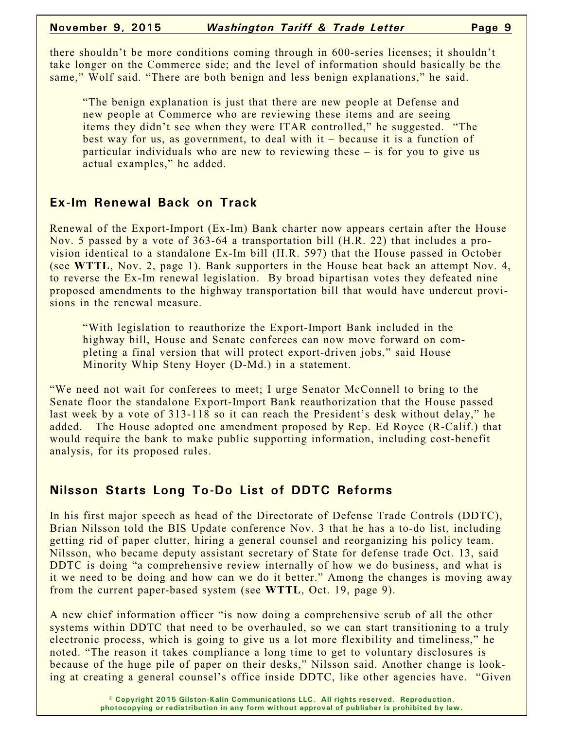there shouldn't be more conditions coming through in 600-series licenses; it shouldn't take longer on the Commerce side; and the level of information should basically be the same," Wolf said. "There are both benign and less benign explanations," he said.

> "The benign explanation is just that there are new people at Defense and new people at Commerce who are reviewing these items and are seeing items they didn't see when they were ITAR controlled," he suggested. "The best way for us, as government, to deal with it – because it is a function of particular individuals who are new to reviewing these – is for you to give us actual examples," he added.

## Ex-Im Renewal Back on Track

Renewal of the Export-Import (Ex-Im) Bank charter now appears certain after the House Nov. 5 passed by a vote of 363-64 a transportation bill (H.R. 22) that includes a provision identical to a standalone Ex-Im bill (H.R. 597) that the House passed in October (see **WTTL**, Nov. 2, page 1). Bank supporters in the House beat back an attempt Nov. 4, to reverse the Ex-Im renewal legislation. By broad bipartisan votes they defeated nine proposed amendments to the highway transportation bill that would have undercut provisions in the renewal measure.

> "With legislation to reauthorize the Export-Import Bank included in the highway bill, House and Senate conferees can now move forward on completing a final version that will protect export-driven jobs," said House Minority Whip Steny Hoyer (D-Md.) in a statement.

"We need not wait for conferees to meet; I urge Senator McConnell to bring to the Senate floor the standalone Export-Import Bank reauthorization that the House passed last week by a vote of 313-118 so it can reach the President's desk without delay," he added. The House adopted one amendment proposed by Rep. Ed Royce (R-Calif.) that would require the bank to make public supporting information, including cost-benefit analysis, for its proposed rules.

## Nilsson Starts Long To-Do List of DDTC Reforms

In his first major speech as head of the Directorate of Defense Trade Controls (DDTC), Brian Nilsson told the BIS Update conference Nov. 3 that he has a to-do list, including getting rid of paper clutter, hiring a general counsel and reorganizing his policy team. Nilsson, who became deputy assistant secretary of State for defense trade Oct. 13, said DDTC is doing "a comprehensive review internally of how we do business, and what is it we need to be doing and how can we do it better." Among the changes is moving away from the current paper-based system (see **WTTL**, Oct. 19, page 9).

A new chief information officer "is now doing a comprehensive scrub of all the other systems within DDTC that need to be overhauled, so we can start transitioning to a truly electronic process, which is going to give us a lot more flexibility and timeliness," he noted. "The reason it takes compliance a long time to get to voluntary disclosures is because of the huge pile of paper on their desks," Nilsson said. Another change is looking at creating a general counsel's office inside DDTC, like other agencies have. "Given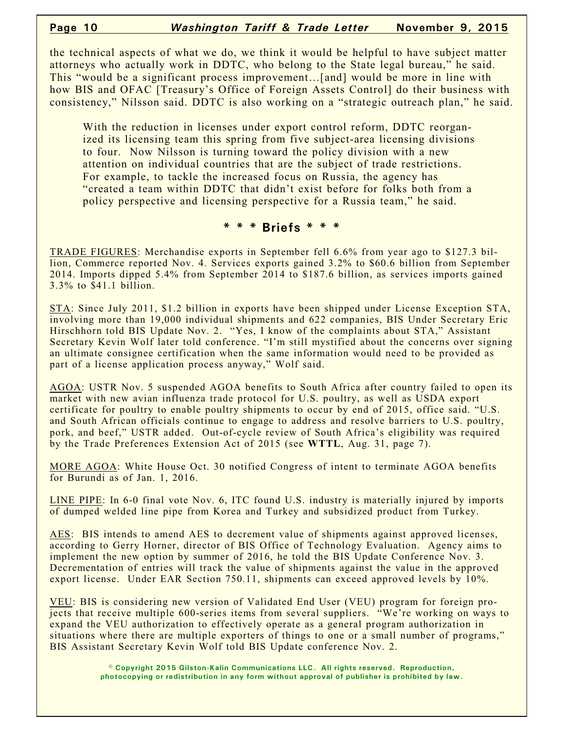the technical aspects of what we do, we think it would be helpful to have subject matter attorneys who actually work in DDTC, who belong to the State legal bureau," he said. This "would be a significant process improvement…[and] would be more in line with how BIS and OFAC [Treasury's Office of Foreign Assets Control] do their business with consistency," Nilsson said. DDTC is also working on a "strategic outreach plan," he said.

> With the reduction in licenses under export control reform, DDTC reorganized its licensing team this spring from five subject-area licensing divisions to four. Now Nilsson is turning toward the policy division with a new attention on individual countries that are the subject of trade restrictions. For example, to tackle the increased focus on Russia, the agency has "created a team within DDTC that didn't exist before for folks both from a policy perspective and licensing perspective for a Russia team," he said.

## * * * Briefs * * *

TRADE FIGURES: Merchandise exports in September fell 6.6% from year ago to $127.3 billion, Commerce reported Nov. 4. Services exports gained 3.2% to $60.6 billion from September 2014. Imports dipped 5.4% from September 2014 to $187.6 billion, as services imports gained 3.3% to $41.1 billion.

STA: Since July 2011, $1.2 billion in exports have been shipped under License Exception STA, involving more than 19,000 individual shipments and 622 companies, BIS Under Secretary Eric Hirschhorn told BIS Update Nov. 2. "Yes, I know of the complaints about STA," Assistant Secretary Kevin Wolf later told conference. "I'm still mystified about the concerns over signing an ultimate consignee certification when the same information would need to be provided as part of a license application process anyway," Wolf said.

AGOA: USTR Nov. 5 suspended AGOA benefits to South Africa after country failed to open its market with new avian influenza trade protocol for U.S. poultry, as well as USDA export certificate for poultry to enable poultry shipments to occur by end of 2015, office said. "U.S. and South African officials continue to engage to address and resolve barriers to U.S. poultry, pork, and beef," USTR added. Out-of-cycle review of South Africa's eligibility was required by the Trade Preferences Extension Act of 2015 (see **WTTL**, Aug. 31, page 7).

MORE AGOA: White House Oct. 30 notified Congress of intent to terminate AGOA benefits for Burundi as of Jan. 1, 2016.

LINE PIPE: In 6-0 final vote Nov. 6, ITC found U.S. industry is materially injured by imports of dumped welded line pipe from Korea and Turkey and subsidized product from Turkey.

AES: BIS intends to amend AES to decrement value of shipments against approved licenses, according to Gerry Horner, director of BIS Office of Technology Evaluation. Agency aims to implement the new option by summer of 2016, he told the BIS Update Conference Nov. 3. Decrementation of entries will track the value of shipments against the value in the approved export license. Under EAR Section 750.11, shipments can exceed approved levels by 10%.

VEU: BIS is considering new version of Validated End User (VEU) program for foreign projects that receive multiple 600-series items from several suppliers. "We're working on ways to expand the VEU authorization to effectively operate as a general program authorization in situations where there are multiple exporters of things to one or a small number of programs," BIS Assistant Secretary Kevin Wolf told BIS Update conference Nov. 2.

© Copyright 2015 Gilston-Kalin Communications LLC. All rights reserved. Reproduction, photocopying or redistribution in any form without approval of publisher is prohibited by law.